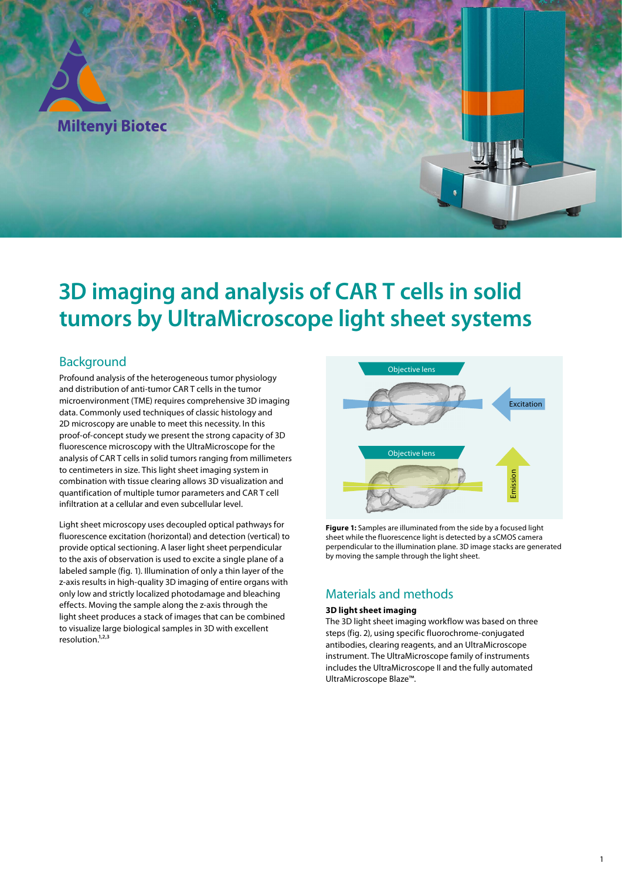# 3D imaging and analysis of CAR T cells in solid tumors by UltraMicroscope light sheet systems

## Background

Profound analysis of the heterogeneous tumor physiology and distribution of anti-tumor CAR T cells in the tumor microenvironment (TME) requires comprehensive 3D imaging data. Commonly used techniques of classic histology and 2D microscopy are unable to meet this necessity. In this proof-of-concept study we present the strong capacity of 3D fluorescence microscopy with the UltraMicroscope for the analysis of CAR T cells in solid tumors ranging from millimeters to centimeters in size. This light sheet imaging system in combination with tissue clearing allows 3D visualization and quantification of multiple tumor parameters and CAR T cell infiltration at a cellular and even subcellular level.

Light sheet microscopy uses decoupled optical pathways for fluorescence excitation (horizontal) and detection (vertical) to provide optical sectioning. A laser light sheet perpendicular to the axis of observation is used to excite a single plane of a labeled sample (fig. 1). Illumination of only a thin layer of the z-axis results in high-quality 3D imaging of entire organs with only low and strictly localized photodamage and bleaching effects. Moving the sample along the z-axis through the light sheet produces a stack of images that can be combined to visualize large biological samples in 3D with excellent resolution.[1,2,3]

**Figure 1:** Samples are illuminated from the side by a focused light sheet while the fluorescence light is detected by a sCMOS camera perpendicular to the illumination plane. 3D image stacks are generated by moving the sample through the light sheet.

## Materials and methods

### 3D light sheet imaging

The 3D light sheet imaging workflow was based on three steps (fig. 2), using specific fluorochrome-conjugated antibodies, clearing reagents, and an UltraMicroscope instrument. The UltraMicroscope family of instruments includes the UltraMicroscope II and the fully automated UltraMicroscope Blaze™.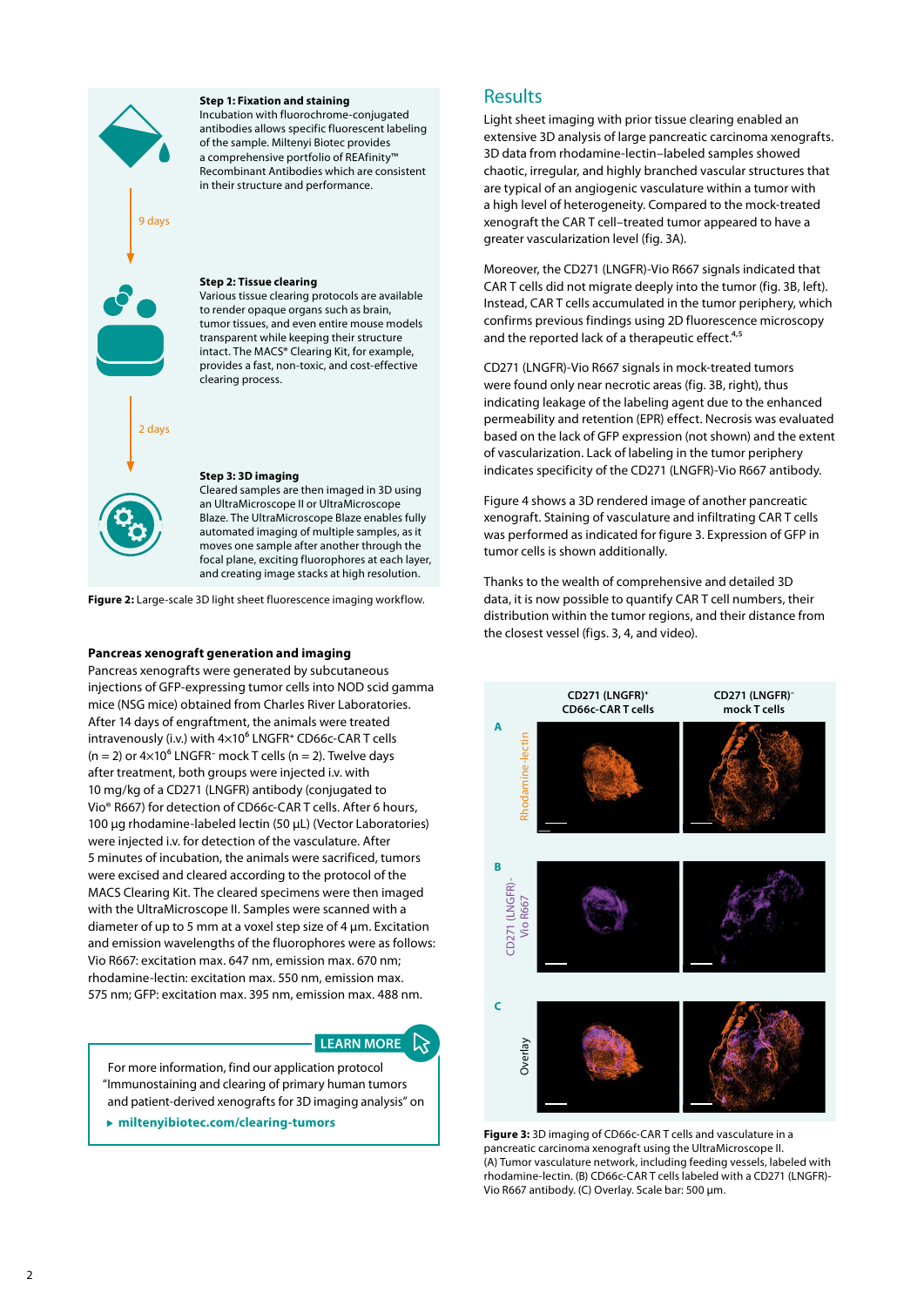**Step 1: Fixation and staining**
Incubation with fluorochrome-conjugated antibodies allows specific fluorescent labeling of the sample. Miltenyi Biotec provides a comprehensive portfolio of REAfinity™ Recombinant Antibodies which are consistent in their structure and performance.

9 days

**Step 2: Tissue clearing**
Various tissue clearing protocols are available to render opaque organs such as brain, tumor tissues, and even entire mouse models transparent while keeping their structure intact. The MACS® Clearing Kit, for example, provides a fast, non-toxic, and cost-effective clearing process.

2 days

**Step 3: 3D imaging**
Cleared samples are then imaged in 3D using an UltraMicroscope II or UltraMicroscope Blaze. The UltraMicroscope Blaze enables fully automated imaging of multiple samples, as it moves one sample after another through the focal plane, exciting fluorophores at each layer, and creating image stacks at high resolution.

**Figure 2:** Large-scale 3D light sheet fluorescence imaging workflow.

### Pancreas xenograft generation and imaging

Pancreas xenografts were generated by subcutaneous injections of GFP-expressing tumor cells into NOD scid gamma mice (NSG mice) obtained from Charles River Laboratories. After 14 days of engraftment, the animals were treated intravenously (i.v.) with $4\times10^6$ LNGFR⁺ CD66c-CAR T cells ($n = 2$) or $4\times10^6$ LNGFR⁻ mock T cells ($n = 2$). Twelve days after treatment, both groups were injected i.v. with 10 mg/kg of a CD271 (LNGFR) antibody (conjugated to Vio® R667) for detection of CD66c-CAR T cells. After 6 hours, 100 µg rhodamine-labeled lectin (50 µL) (Vector Laboratories) were injected i.v. for detection of the vasculature. After 5 minutes of incubation, the animals were sacrificed, tumors were excised and cleared according to the protocol of the MACS Clearing Kit. The cleared specimens were then imaged with the UltraMicroscope II. Samples were scanned with a diameter of up to 5 mm at a voxel step size of 4 µm. Excitation and emission wavelengths of the fluorophores were as follows: Vio R667: excitation max. 647 nm, emission max. 670 nm; rhodamine-lectin: excitation max. 550 nm, emission max. 575 nm; GFP: excitation max. 395 nm, emission max. 488 nm.

**LEARN MORE**

For more information, find our application protocol "Immunostaining and clearing of primary human tumors and patient-derived xenografts for 3D imaging analysis" on

▸ **miltenyibiotec.com/clearing-tumors**

## Results

Light sheet imaging with prior tissue clearing enabled an extensive 3D analysis of large pancreatic carcinoma xenografts. 3D data from rhodamine-lectin–labeled samples showed chaotic, irregular, and highly branched vascular structures that are typical of an angiogenic vasculature within a tumor with a high level of heterogeneity. Compared to the mock-treated xenograft the CAR T cell–treated tumor appeared to have a greater vascularization level (fig. 3A).

Moreover, the CD271 (LNGFR)-Vio R667 signals indicated that CAR T cells did not migrate deeply into the tumor (fig. 3B, left). Instead, CAR T cells accumulated in the tumor periphery, which confirms previous findings using 2D fluorescence microscopy and the reported lack of a therapeutic effect.[4,5]

CD271 (LNGFR)-Vio R667 signals in mock-treated tumors were found only near necrotic areas (fig. 3B, right), thus indicating leakage of the labeling agent due to the enhanced permeability and retention (EPR) effect. Necrosis was evaluated based on the lack of GFP expression (not shown) and the extent of vascularization. Lack of labeling in the tumor periphery indicates specificity of the CD271 (LNGFR)-Vio R667 antibody.

Figure 4 shows a 3D rendered image of another pancreatic xenograft. Staining of vasculature and infiltrating CAR T cells was performed as indicated for figure 3. Expression of GFP in tumor cells is shown additionally.

Thanks to the wealth of comprehensive and detailed 3D data, it is now possible to quantify CAR T cell numbers, their distribution within the tumor regions, and their distance from the closest vessel (figs. 3, 4, and video).

**Figure 3:** 3D imaging of CD66c-CAR T cells and vasculature in a pancreatic carcinoma xenograft using the UltraMicroscope II. (A) Tumor vasculature network, including feeding vessels, labeled with rhodamine-lectin. (B) CD66c-CAR T cells labeled with a CD271 (LNGFR)-Vio R667 antibody. (C) Overlay. Scale bar: 500 µm.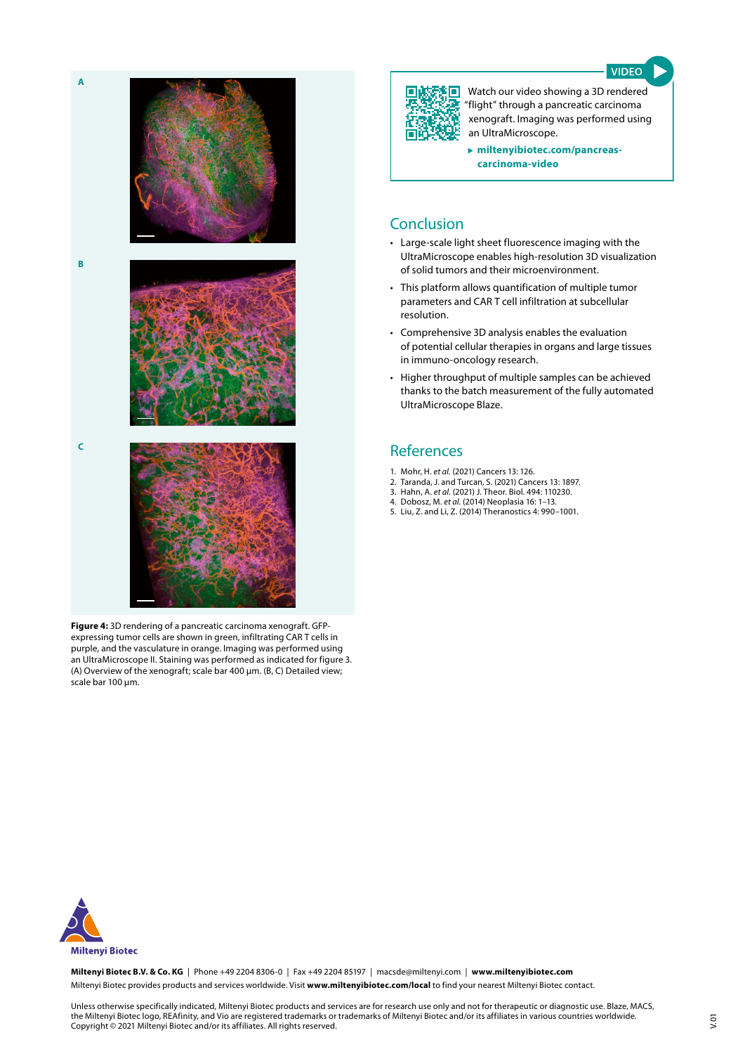A

B

C

**Figure 4:** 3D rendering of a pancreatic carcinoma xenograft. GFP-expressing tumor cells are shown in green, infiltrating CAR T cells in purple, and the vasculature in orange. Imaging was performed using an UltraMicroscope II. Staining was performed as indicated for figure 3. (A) Overview of the xenograft; scale bar 400 µm. (B, C) Detailed view; scale bar 100 µm.

VIDEO

Watch our video showing a 3D rendered "flight" through a pancreatic carcinoma xenograft. Imaging was performed using an UltraMicroscope.

▸ **miltenyibiotec.com/pancreas-carcinoma-video**

## Conclusion

- Large-scale light sheet fluorescence imaging with the UltraMicroscope enables high-resolution 3D visualization of solid tumors and their microenvironment.
- This platform allows quantification of multiple tumor parameters and CAR T cell infiltration at subcellular resolution.
- Comprehensive 3D analysis enables the evaluation of potential cellular therapies in organs and large tissues in immuno-oncology research.
- Higher throughput of multiple samples can be achieved thanks to the batch measurement of the fully automated UltraMicroscope Blaze.

## References

1. Mohr, H. *et al.* (2021) Cancers 13: 126.
2. Taranda, J. and Turcan, S. (2021) Cancers 13: 1897.
3. Hahn, A. *et al.* (2021) J. Theor. Biol. 494: 110230.
4. Dobosz, M. *et al.* (2014) Neoplasia 16: 1–13.
5. Liu, Z. and Li, Z. (2014) Theranostics 4: 990–1001.

Miltenyi Biotec

**Miltenyi Biotec B.V. & Co. KG** | Phone +49 2204 8306-0 | Fax +49 2204 85197 | macsde@miltenyi.com | **www.miltenyibiotec.com**
Miltenyi Biotec provides products and services worldwide. Visit **www.miltenyibiotec.com/local** to find your nearest Miltenyi Biotec contact.

Unless otherwise specifically indicated, Miltenyi Biotec products and services are for research use only and not for therapeutic or diagnostic use. Blaze, MACS, the Miltenyi Biotec logo, REAfinity, and Vio are registered trademarks or trademarks of Miltenyi Biotec and/or its affiliates in various countries worldwide. Copyright © 2021 Miltenyi Biotec and/or its affiliates. All rights reserved.

V.01